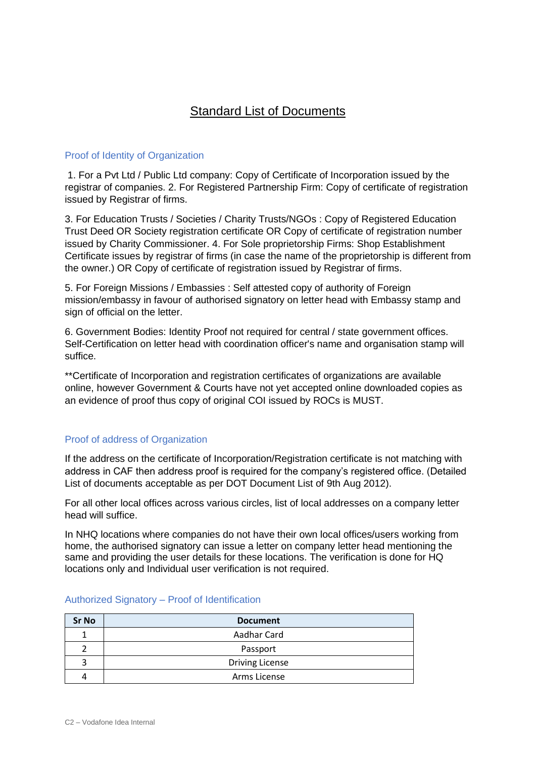# Standard List of Documents

## Proof of Identity of Organization

1. For a Pvt Ltd / Public Ltd company: Copy of Certificate of Incorporation issued by the registrar of companies. 2. For Registered Partnership Firm: Copy of certificate of registration issued by Registrar of firms.

3. For Education Trusts / Societies / Charity Trusts/NGOs : Copy of Registered Education Trust Deed OR Society registration certificate OR Copy of certificate of registration number issued by Charity Commissioner. 4. For Sole proprietorship Firms: Shop Establishment Certificate issues by registrar of firms (in case the name of the proprietorship is different from the owner.) OR Copy of certificate of registration issued by Registrar of firms.

5. For Foreign Missions / Embassies : Self attested copy of authority of Foreign mission/embassy in favour of authorised signatory on letter head with Embassy stamp and sign of official on the letter.

6. Government Bodies: Identity Proof not required for central / state government offices. Self-Certification on letter head with coordination officer's name and organisation stamp will suffice.

**Certificate of Incorporation and registration certificates of organizations are available online, however Government & Courts have not yet accepted online downloaded copies as an evidence of proof thus copy of original COI issued by ROCs is MUST.

## Proof of address of Organization

If the address on the certificate of Incorporation/Registration certificate is not matching with address in CAF then address proof is required for the company's registered office. (Detailed List of documents acceptable as per DOT Document List of 9th Aug 2012).

For all other local offices across various circles, list of local addresses on a company letter head will suffice.

In NHQ locations where companies do not have their own local offices/users working from home, the authorised signatory can issue a letter on company letter head mentioning the same and providing the user details for these locations. The verification is done for HQ locations only and Individual user verification is not required.

## Authorized Signatory – Proof of Identification

| Sr No | Document |
|---|---|
| 1 | Aadhar Card |
| 2 | Passport |
| 3 | Driving License |
| 4 | Arms License |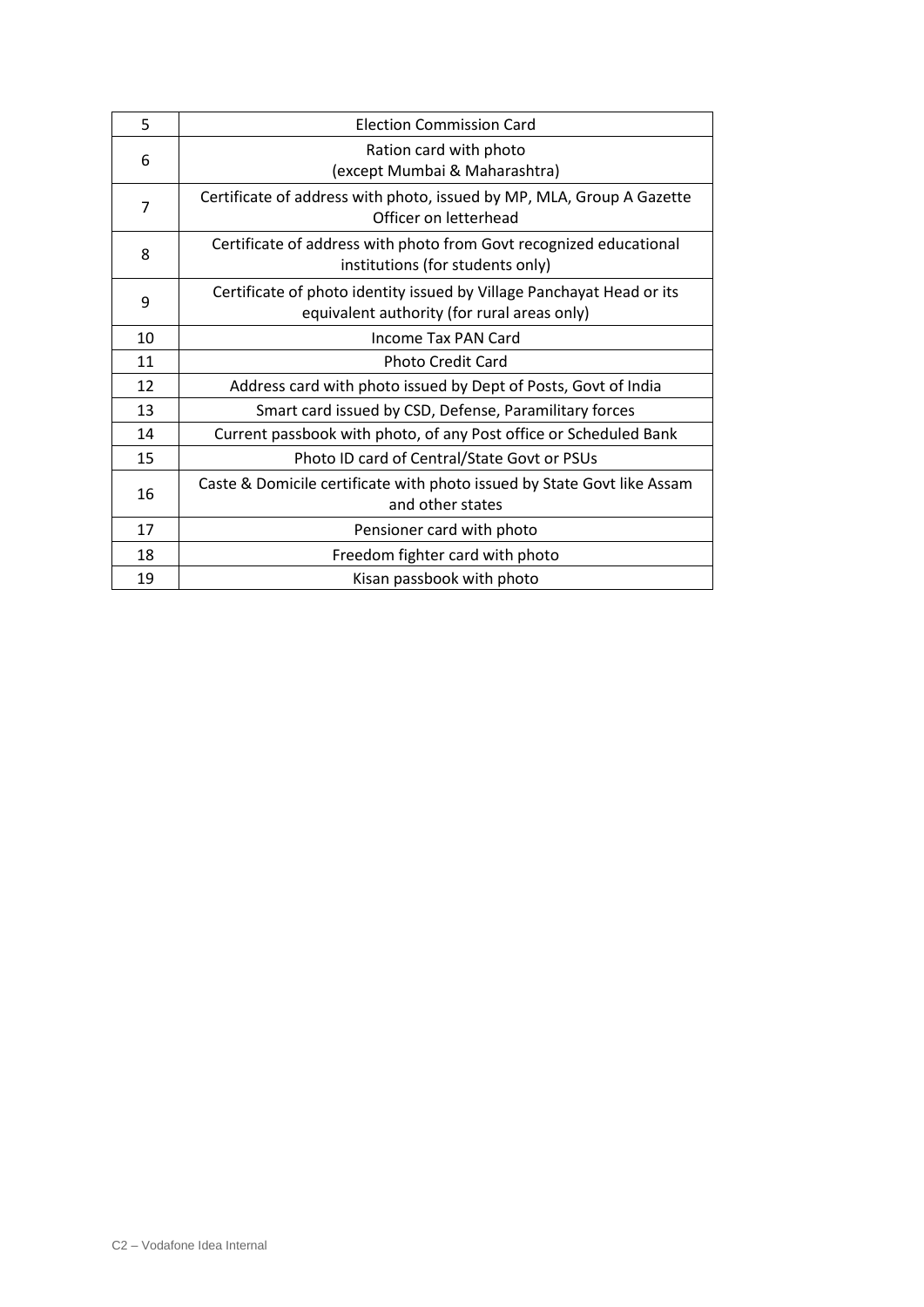| | |
|---|---|
| 5 | Election Commission Card |
| 6 | Ration card with photo (except Mumbai & Maharashtra) |
| 7 | Certificate of address with photo, issued by MP, MLA, Group A Gazette Officer on letterhead |
| 8 | Certificate of address with photo from Govt recognized educational institutions (for students only) |
| 9 | Certificate of photo identity issued by Village Panchayat Head or its equivalent authority (for rural areas only) |
| 10 | Income Tax PAN Card |
| 11 | Photo Credit Card |
| 12 | Address card with photo issued by Dept of Posts, Govt of India |
| 13 | Smart card issued by CSD, Defense, Paramilitary forces |
| 14 | Current passbook with photo, of any Post office or Scheduled Bank |
| 15 | Photo ID card of Central/State Govt or PSUs |
| 16 | Caste & Domicile certificate with photo issued by State Govt like Assam and other states |
| 17 | Pensioner card with photo |
| 18 | Freedom fighter card with photo |
| 19 | Kisan passbook with photo |